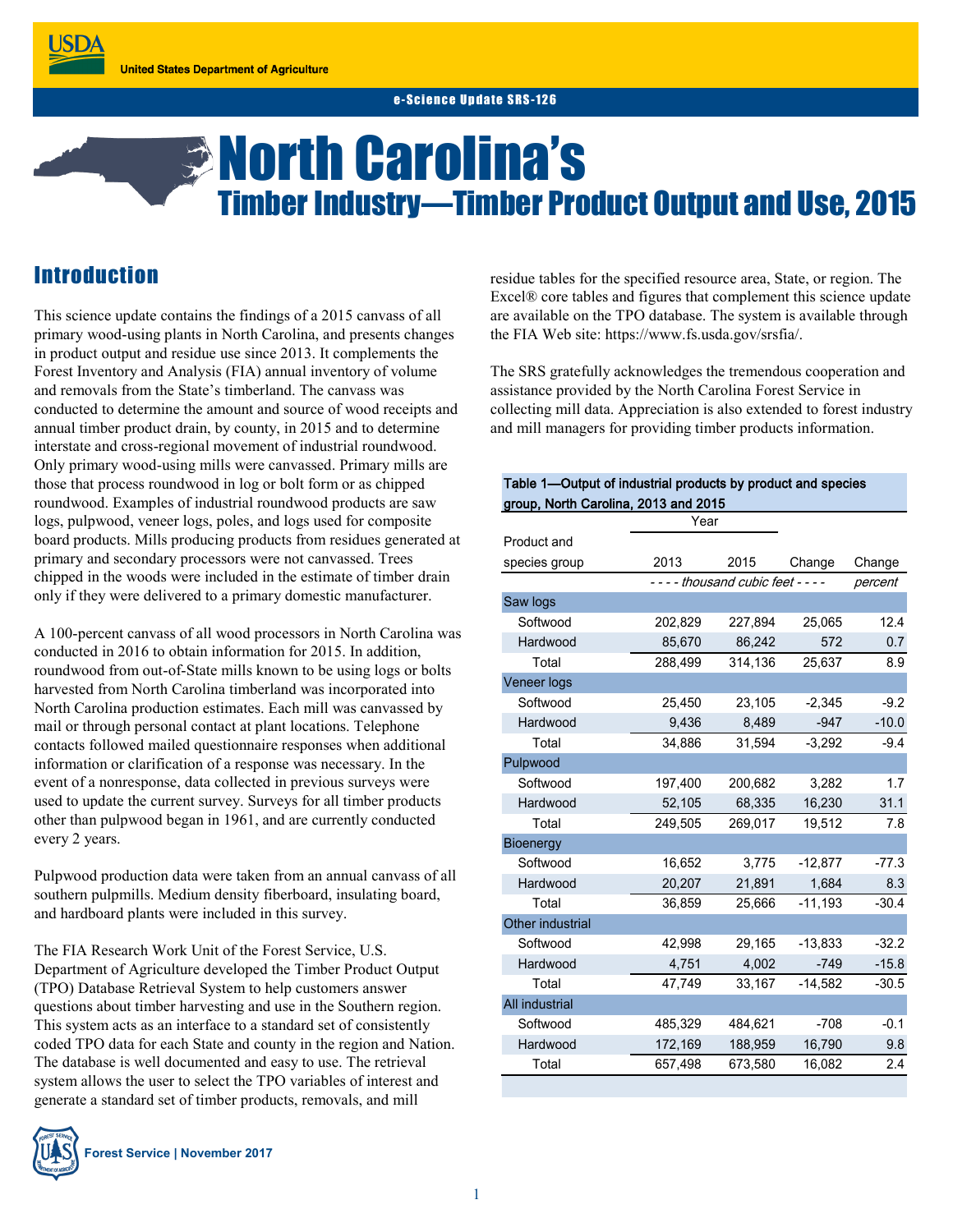United States Department of Agriculture

e-Science Update SRS-126

# North Carolina's
## Timber Industry—Timber Product Output and Use, 2015

## Introduction

This science update contains the findings of a 2015 canvass of all primary wood-using plants in North Carolina, and presents changes in product output and residue use since 2013. It complements the Forest Inventory and Analysis (FIA) annual inventory of volume and removals from the State's timberland. The canvass was conducted to determine the amount and source of wood receipts and annual timber product drain, by county, in 2015 and to determine interstate and cross-regional movement of industrial roundwood. Only primary wood-using mills were canvassed. Primary mills are those that process roundwood in log or bolt form or as chipped roundwood. Examples of industrial roundwood products are saw logs, pulpwood, veneer logs, poles, and logs used for composite board products. Mills producing products from residues generated at primary and secondary processors were not canvassed. Trees chipped in the woods were included in the estimate of timber drain only if they were delivered to a primary domestic manufacturer.

A 100-percent canvass of all wood processors in North Carolina was conducted in 2016 to obtain information for 2015. In addition, roundwood from out-of-State mills known to be using logs or bolts harvested from North Carolina timberland was incorporated into North Carolina production estimates. Each mill was canvassed by mail or through personal contact at plant locations. Telephone contacts followed mailed questionnaire responses when additional information or clarification of a response was necessary. In the event of a nonresponse, data collected in previous surveys were used to update the current survey. Surveys for all timber products other than pulpwood began in 1961, and are currently conducted every 2 years.

Pulpwood production data were taken from an annual canvass of all southern pulpmills. Medium density fiberboard, insulating board, and hardboard plants were included in this survey.

The FIA Research Work Unit of the Forest Service, U.S. Department of Agriculture developed the Timber Product Output (TPO) Database Retrieval System to help customers answer questions about timber harvesting and use in the Southern region. This system acts as an interface to a standard set of consistently coded TPO data for each State and county in the region and Nation. The database is well documented and easy to use. The retrieval system allows the user to select the TPO variables of interest and generate a standard set of timber products, removals, and mill residue tables for the specified resource area, State, or region. The Excel® core tables and figures that complement this science update are available on the TPO database. The system is available through the FIA Web site: https://www.fs.usda.gov/srsfia/.

The SRS gratefully acknowledges the tremendous cooperation and assistance provided by the North Carolina Forest Service in collecting mill data. Appreciation is also extended to forest industry and mill managers for providing timber products information.

**Table 1—Output of industrial products by product and species group, North Carolina, 2013 and 2015**

| Product and species group | Year 2013 | Year 2015 | Change | Change |
|---|---|---|---|---|
| | *thousand cubic feet* | | | *percent* |
| **Saw logs** | | | | |
| Softwood | 202,829 | 227,894 | 25,065 | 12.4 |
| Hardwood | 85,670 | 86,242 | 572 | 0.7 |
| Total | 288,499 | 314,136 | 25,637 | 8.9 |
| **Veneer logs** | | | | |
| Softwood | 25,450 | 23,105 | -2,345 | -9.2 |
| Hardwood | 9,436 | 8,489 | -947 | -10.0 |
| Total | 34,886 | 31,594 | -3,292 | -9.4 |
| **Pulpwood** | | | | |
| Softwood | 197,400 | 200,682 | 3,282 | 1.7 |
| Hardwood | 52,105 | 68,335 | 16,230 | 31.1 |
| Total | 249,505 | 269,017 | 19,512 | 7.8 |
| **Bioenergy** | | | | |
| Softwood | 16,652 | 3,775 | -12,877 | -77.3 |
| Hardwood | 20,207 | 21,891 | 1,684 | 8.3 |
| Total | 36,859 | 25,666 | -11,193 | -30.4 |
| **Other industrial** | | | | |
| Softwood | 42,998 | 29,165 | -13,833 | -32.2 |
| Hardwood | 4,751 | 4,002 | -749 | -15.8 |
| Total | 47,749 | 33,167 | -14,582 | -30.5 |
| **All industrial** | | | | |
| Softwood | 485,329 | 484,621 | -708 | -0.1 |
| Hardwood | 172,169 | 188,959 | 16,790 | 9.8 |
| Total | 657,498 | 673,580 | 16,082 | 2.4 |

Forest Service | November 2017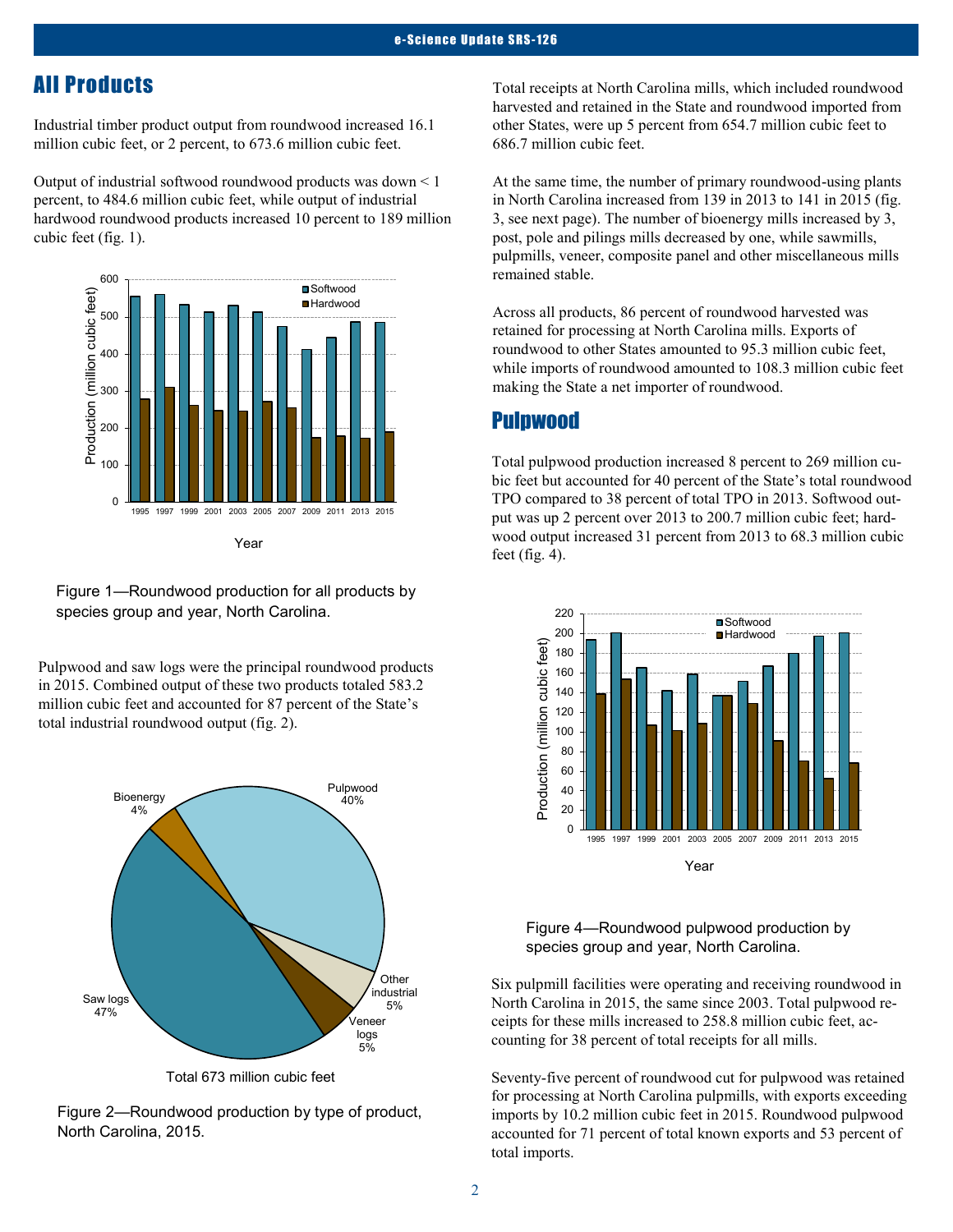## All Products

Industrial timber product output from roundwood increased 16.1 million cubic feet, or 2 percent, to 673.6 million cubic feet.

Output of industrial softwood roundwood products was down < 1 percent, to 484.6 million cubic feet, while output of industrial hardwood roundwood products increased 10 percent to 189 million cubic feet (fig. 1).

Figure 1—Roundwood production for all products by species group and year, North Carolina.

Pulpwood and saw logs were the principal roundwood products in 2015. Combined output of these two products totaled 583.2 million cubic feet and accounted for 87 percent of the State's total industrial roundwood output (fig. 2).

Figure 2—Roundwood production by type of product, North Carolina, 2015.

Total receipts at North Carolina mills, which included roundwood harvested and retained in the State and roundwood imported from other States, were up 5 percent from 654.7 million cubic feet to 686.7 million cubic feet.

At the same time, the number of primary roundwood-using plants in North Carolina increased from 139 in 2013 to 141 in 2015 (fig. 3, see next page). The number of bioenergy mills increased by 3, post, pole and pilings mills decreased by one, while sawmills, pulpmills, veneer, composite panel and other miscellaneous mills remained stable.

Across all products, 86 percent of roundwood harvested was retained for processing at North Carolina mills. Exports of roundwood to other States amounted to 95.3 million cubic feet, while imports of roundwood amounted to 108.3 million cubic feet making the State a net importer of roundwood.

## Pulpwood

Total pulpwood production increased 8 percent to 269 million cubic feet but accounted for 40 percent of the State's total roundwood TPO compared to 38 percent of total TPO in 2013. Softwood output was up 2 percent over 2013 to 200.7 million cubic feet; hardwood output increased 31 percent from 2013 to 68.3 million cubic feet (fig. 4).

Figure 4—Roundwood pulpwood production by species group and year, North Carolina.

Six pulpmill facilities were operating and receiving roundwood in North Carolina in 2015, the same since 2003. Total pulpwood receipts for these mills increased to 258.8 million cubic feet, accounting for 38 percent of total receipts for all mills.

Seventy-five percent of roundwood cut for pulpwood was retained for processing at North Carolina pulpmills, with exports exceeding imports by 10.2 million cubic feet in 2015. Roundwood pulpwood accounted for 71 percent of total known exports and 53 percent of total imports.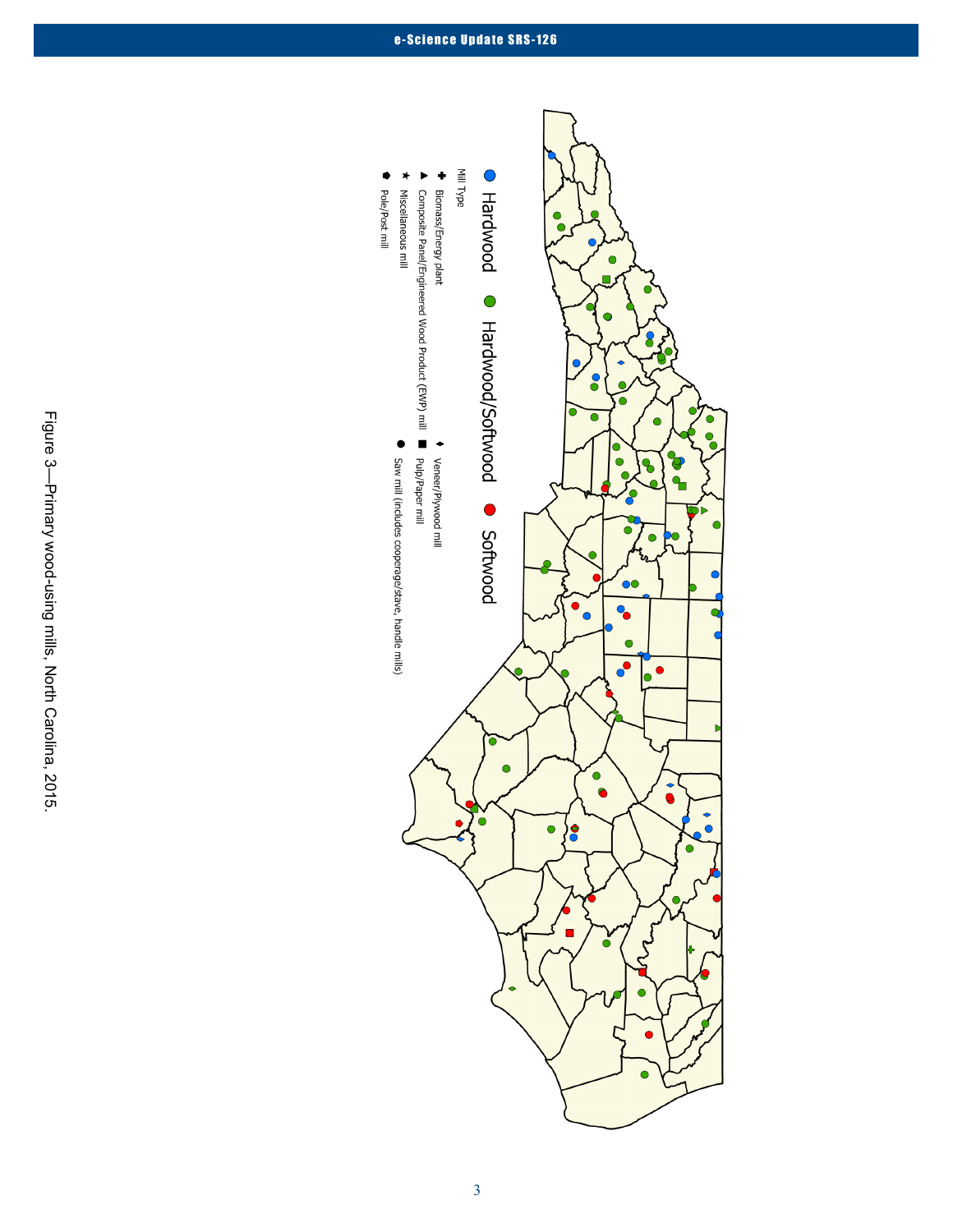Hardwood

Hardwood/Softwood

Softwood

Mill Type

Biomass/Energy plant

Composite Panel/Engineered Wood Product (EWP) mill

Miscellaneous mill

Pole/Post mill

Veneer/Plywood mill

Pulp/Paper mill

Saw mill (includes cooperage/stave, handle mills)

Figure 3—Primary wood-using mills, North Carolina, 2015.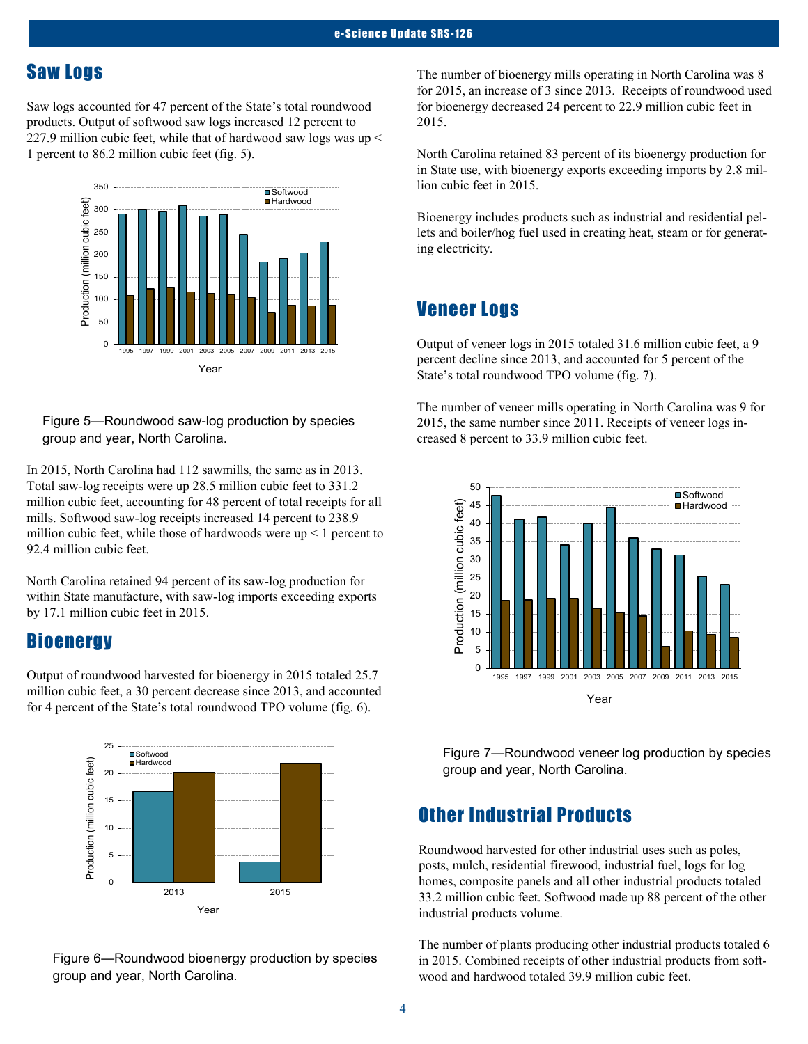## Saw Logs

Saw logs accounted for 47 percent of the State's total roundwood products. Output of softwood saw logs increased 12 percent to 227.9 million cubic feet, while that of hardwood saw logs was up < 1 percent to 86.2 million cubic feet (fig. 5).

Figure 5—Roundwood saw-log production by species group and year, North Carolina.

In 2015, North Carolina had 112 sawmills, the same as in 2013. Total saw-log receipts were up 28.5 million cubic feet to 331.2 million cubic feet, accounting for 48 percent of total receipts for all mills. Softwood saw-log receipts increased 14 percent to 238.9 million cubic feet, while those of hardwoods were up < 1 percent to 92.4 million cubic feet.

North Carolina retained 94 percent of its saw-log production for within State manufacture, with saw-log imports exceeding exports by 17.1 million cubic feet in 2015.

## Bioenergy

Output of roundwood harvested for bioenergy in 2015 totaled 25.7 million cubic feet, a 30 percent decrease since 2013, and accounted for 4 percent of the State's total roundwood TPO volume (fig. 6).

Figure 6—Roundwood bioenergy production by species group and year, North Carolina.

The number of bioenergy mills operating in North Carolina was 8 for 2015, an increase of 3 since 2013. Receipts of roundwood used for bioenergy decreased 24 percent to 22.9 million cubic feet in 2015.

North Carolina retained 83 percent of its bioenergy production for in State use, with bioenergy exports exceeding imports by 2.8 million cubic feet in 2015.

Bioenergy includes products such as industrial and residential pellets and boiler/hog fuel used in creating heat, steam or for generating electricity.

## Veneer Logs

Output of veneer logs in 2015 totaled 31.6 million cubic feet, a 9 percent decline since 2013, and accounted for 5 percent of the State's total roundwood TPO volume (fig. 7).

The number of veneer mills operating in North Carolina was 9 for 2015, the same number since 2011. Receipts of veneer logs increased 8 percent to 33.9 million cubic feet.

Figure 7—Roundwood veneer log production by species group and year, North Carolina.

## Other Industrial Products

Roundwood harvested for other industrial uses such as poles, posts, mulch, residential firewood, industrial fuel, logs for log homes, composite panels and all other industrial products totaled 33.2 million cubic feet. Softwood made up 88 percent of the other industrial products volume.

The number of plants producing other industrial products totaled 6 in 2015. Combined receipts of other industrial products from softwood and hardwood totaled 39.9 million cubic feet.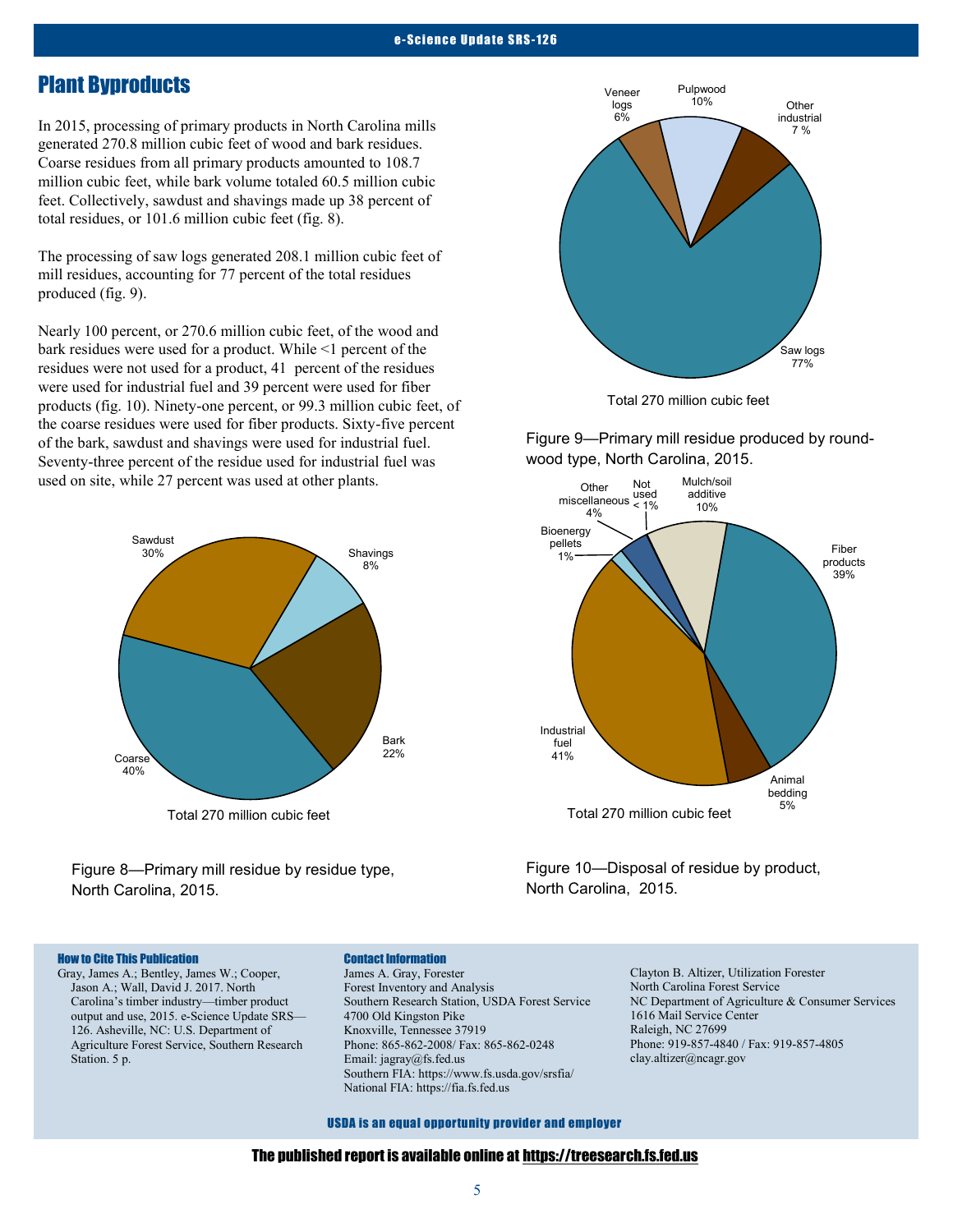## Plant Byproducts

In 2015, processing of primary products in North Carolina mills generated 270.8 million cubic feet of wood and bark residues. Coarse residues from all primary products amounted to 108.7 million cubic feet, while bark volume totaled 60.5 million cubic feet. Collectively, sawdust and shavings made up 38 percent of total residues, or 101.6 million cubic feet (fig. 8).

The processing of saw logs generated 208.1 million cubic feet of mill residues, accounting for 77 percent of the total residues produced (fig. 9).

Nearly 100 percent, or 270.6 million cubic feet, of the wood and bark residues were used for a product. While <1 percent of the residues were not used for a product, 41 percent of the residues were used for industrial fuel and 39 percent were used for fiber products (fig. 10). Ninety-one percent, or 99.3 million cubic feet, of the coarse residues were used for fiber products. Sixty-five percent of the bark, sawdust and shavings were used for industrial fuel. Seventy-three percent of the residue used for industrial fuel was used on site, while 27 percent was used at other plants.

Sawdust 30%
Shavings 8%
Bark 22%
Coarse 40%
Total 270 million cubic feet

Figure 8—Primary mill residue by residue type, North Carolina, 2015.

Veneer logs 6%
Pulpwood 10%
Other industrial 7 %
Saw logs 77%
Total 270 million cubic feet

Figure 9—Primary mill residue produced by roundwood type, North Carolina, 2015.

Other miscellaneous 4%
Not used < 1%
Mulch/soil additive 10%
Bioenergy pellets 1%
Fiber products 39%
Industrial fuel 41%
Animal bedding 5%
Total 270 million cubic feet

Figure 10—Disposal of residue by product, North Carolina, 2015.

**How to Cite This Publication**

Gray, James A.; Bentley, James W.; Cooper, Jason A.; Wall, David J. 2017. North Carolina's timber industry—timber product output and use, 2015. e-Science Update SRS—126. Asheville, NC: U.S. Department of Agriculture Forest Service, Southern Research Station. 5 p.

**Contact Information**

James A. Gray, Forester
Forest Inventory and Analysis
Southern Research Station, USDA Forest Service
4700 Old Kingston Pike
Knoxville, Tennessee 37919
Phone: 865-862-2008/ Fax: 865-862-0248
Email: jagray@fs.fed.us
Southern FIA: https://www.fs.usda.gov/srsfia/
National FIA: https://fia.fs.fed.us

Clayton B. Altizer, Utilization Forester
North Carolina Forest Service
NC Department of Agriculture & Consumer Services
1616 Mail Service Center
Raleigh, NC 27699
Phone: 919-857-4840 / Fax: 919-857-4805
clay.altizer@ncagr.gov

**USDA is an equal opportunity provider and employer**

**The published report is available online at https://treesearch.fs.fed.us**